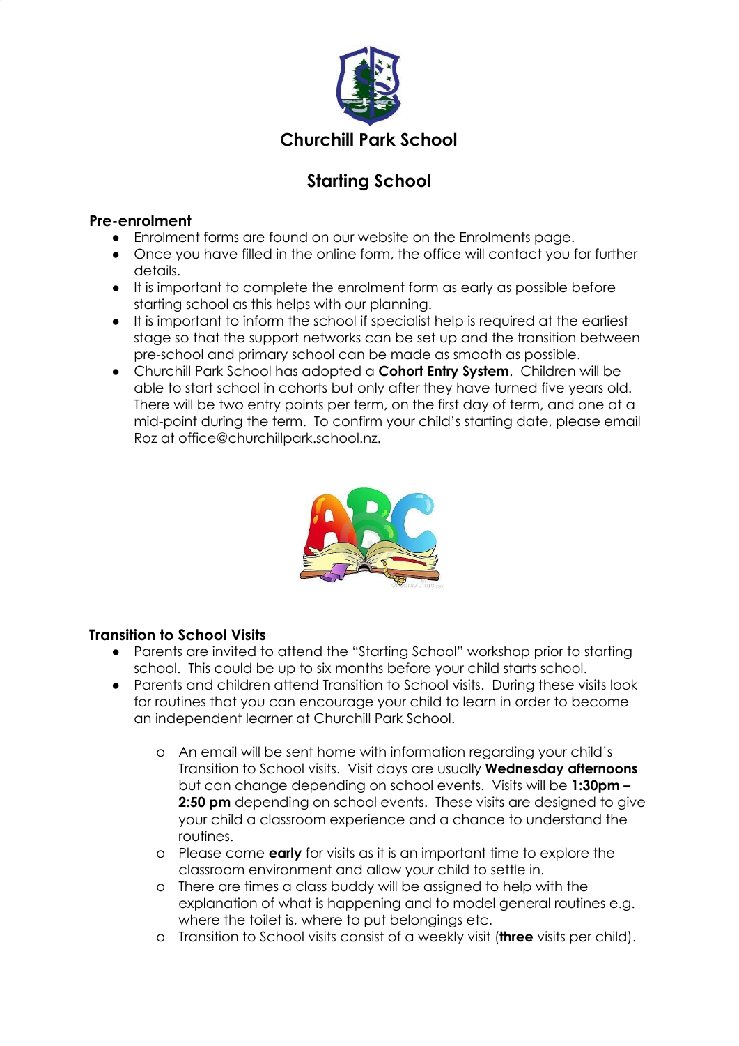# Churchill Park School

## Starting School

### Pre-enrolment

- Enrolment forms are found on our website on the Enrolments page.
- Once you have filled in the online form, the office will contact you for further details.
- It is important to complete the enrolment form as early as possible before starting school as this helps with our planning.
- It is important to inform the school if specialist help is required at the earliest stage so that the support networks can be set up and the transition between pre-school and primary school can be made as smooth as possible.
- Churchill Park School has adopted a **Cohort Entry System**. Children will be able to start school in cohorts but only after they have turned five years old. There will be two entry points per term, on the first day of term, and one at a mid-point during the term. To confirm your child's starting date, please email Roz at office@churchillpark.school.nz.

### Transition to School Visits

- Parents are invited to attend the "Starting School" workshop prior to starting school. This could be up to six months before your child starts school.
- Parents and children attend Transition to School visits. During these visits look for routines that you can encourage your child to learn in order to become an independent learner at Churchill Park School.
  - An email will be sent home with information regarding your child's Transition to School visits. Visit days are usually **Wednesday afternoons** but can change depending on school events. Visits will be **1:30pm – 2:50 pm** depending on school events. These visits are designed to give your child a classroom experience and a chance to understand the routines.
  - Please come **early** for visits as it is an important time to explore the classroom environment and allow your child to settle in.
  - There are times a class buddy will be assigned to help with the explanation of what is happening and to model general routines e.g. where the toilet is, where to put belongings etc.
  - Transition to School visits consist of a weekly visit (**three** visits per child).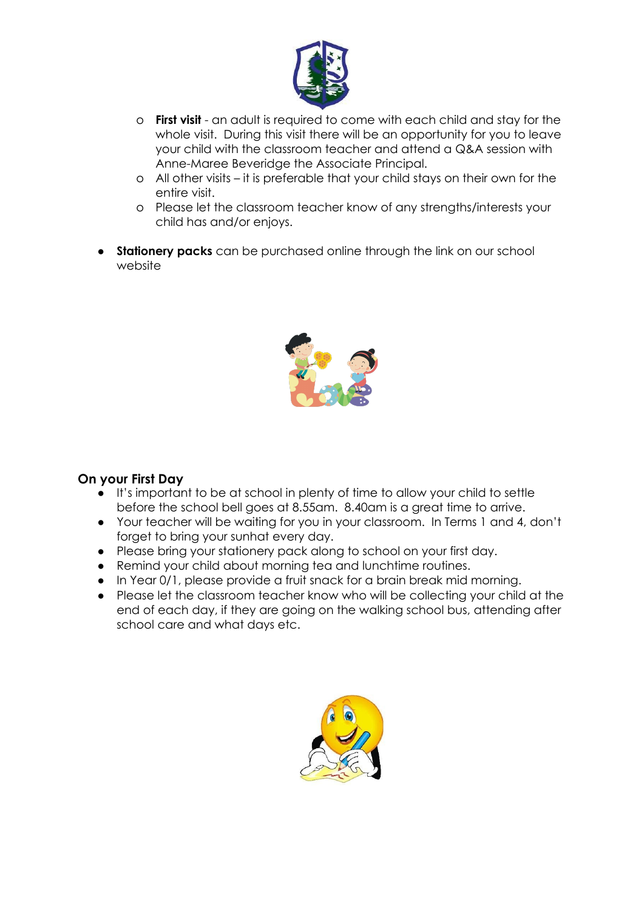- **First visit** - an adult is required to come with each child and stay for the whole visit. During this visit there will be an opportunity for you to leave your child with the classroom teacher and attend a Q&A session with Anne-Maree Beveridge the Associate Principal.
    - All other visits – it is preferable that your child stays on their own for the entire visit.
    - Please let the classroom teacher know of any strengths/interests your child has and/or enjoys.

- **Stationery packs** can be purchased online through the link on our school website

## On your First Day

- It's important to be at school in plenty of time to allow your child to settle before the school bell goes at 8.55am. 8.40am is a great time to arrive.
- Your teacher will be waiting for you in your classroom. In Terms 1 and 4, don't forget to bring your sunhat every day.
- Please bring your stationery pack along to school on your first day.
- Remind your child about morning tea and lunchtime routines.
- In Year 0/1, please provide a fruit snack for a brain break mid morning.
- Please let the classroom teacher know who will be collecting your child at the end of each day, if they are going on the walking school bus, attending after school care and what days etc.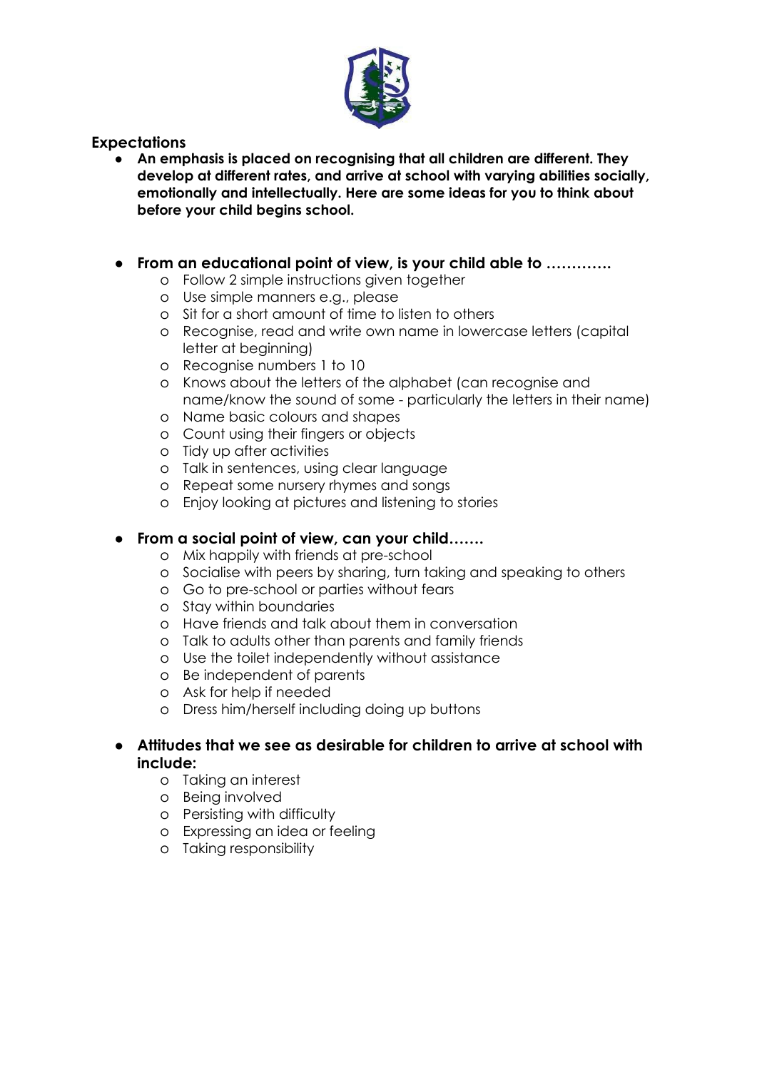## Expectations

- **An emphasis is placed on recognising that all children are different. They develop at different rates, and arrive at school with varying abilities socially, emotionally and intellectually. Here are some ideas for you to think about before your child begins school.**

- **From an educational point of view, is your child able to ………….**
  - Follow 2 simple instructions given together
  - Use simple manners e.g., please
  - Sit for a short amount of time to listen to others
  - Recognise, read and write own name in lowercase letters (capital letter at beginning)
  - Recognise numbers 1 to 10
  - Knows about the letters of the alphabet (can recognise and name/know the sound of some - particularly the letters in their name)
  - Name basic colours and shapes
  - Count using their fingers or objects
  - Tidy up after activities
  - Talk in sentences, using clear language
  - Repeat some nursery rhymes and songs
  - Enjoy looking at pictures and listening to stories

- **From a social point of view, can your child…….**
  - Mix happily with friends at pre-school
  - Socialise with peers by sharing, turn taking and speaking to others
  - Go to pre-school or parties without fears
  - Stay within boundaries
  - Have friends and talk about them in conversation
  - Talk to adults other than parents and family friends
  - Use the toilet independently without assistance
  - Be independent of parents
  - Ask for help if needed
  - Dress him/herself including doing up buttons

- **Attitudes that we see as desirable for children to arrive at school with include:**
  - Taking an interest
  - Being involved
  - Persisting with difficulty
  - Expressing an idea or feeling
  - Taking responsibility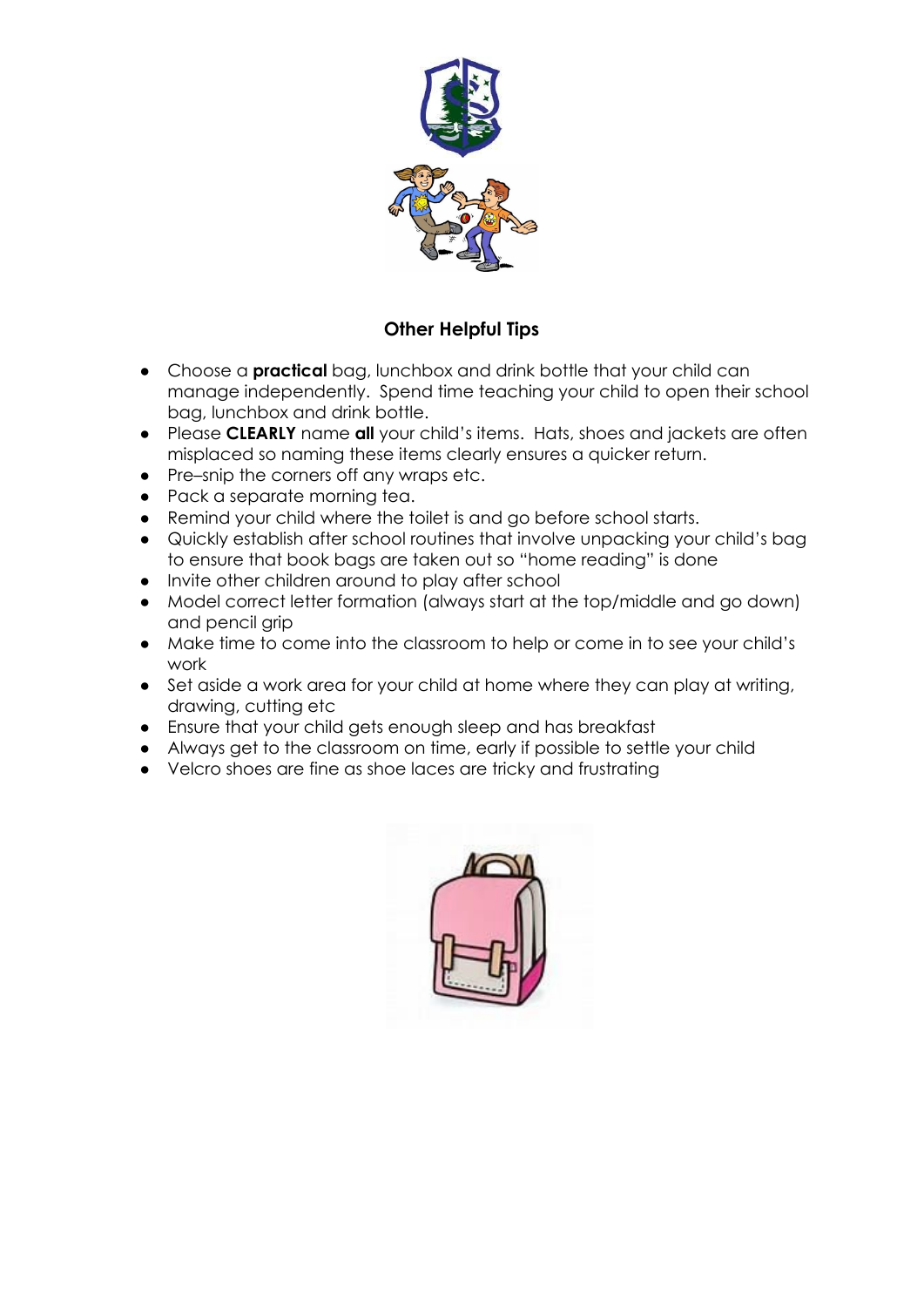## Other Helpful Tips

- Choose a **practical** bag, lunchbox and drink bottle that your child can manage independently. Spend time teaching your child to open their school bag, lunchbox and drink bottle.
- Please **CLEARLY** name **all** your child's items. Hats, shoes and jackets are often misplaced so naming these items clearly ensures a quicker return.
- Pre–snip the corners off any wraps etc.
- Pack a separate morning tea.
- Remind your child where the toilet is and go before school starts.
- Quickly establish after school routines that involve unpacking your child's bag to ensure that book bags are taken out so "home reading" is done
- Invite other children around to play after school
- Model correct letter formation (always start at the top/middle and go down) and pencil grip
- Make time to come into the classroom to help or come in to see your child's work
- Set aside a work area for your child at home where they can play at writing, drawing, cutting etc
- Ensure that your child gets enough sleep and has breakfast
- Always get to the classroom on time, early if possible to settle your child
- Velcro shoes are fine as shoe laces are tricky and frustrating